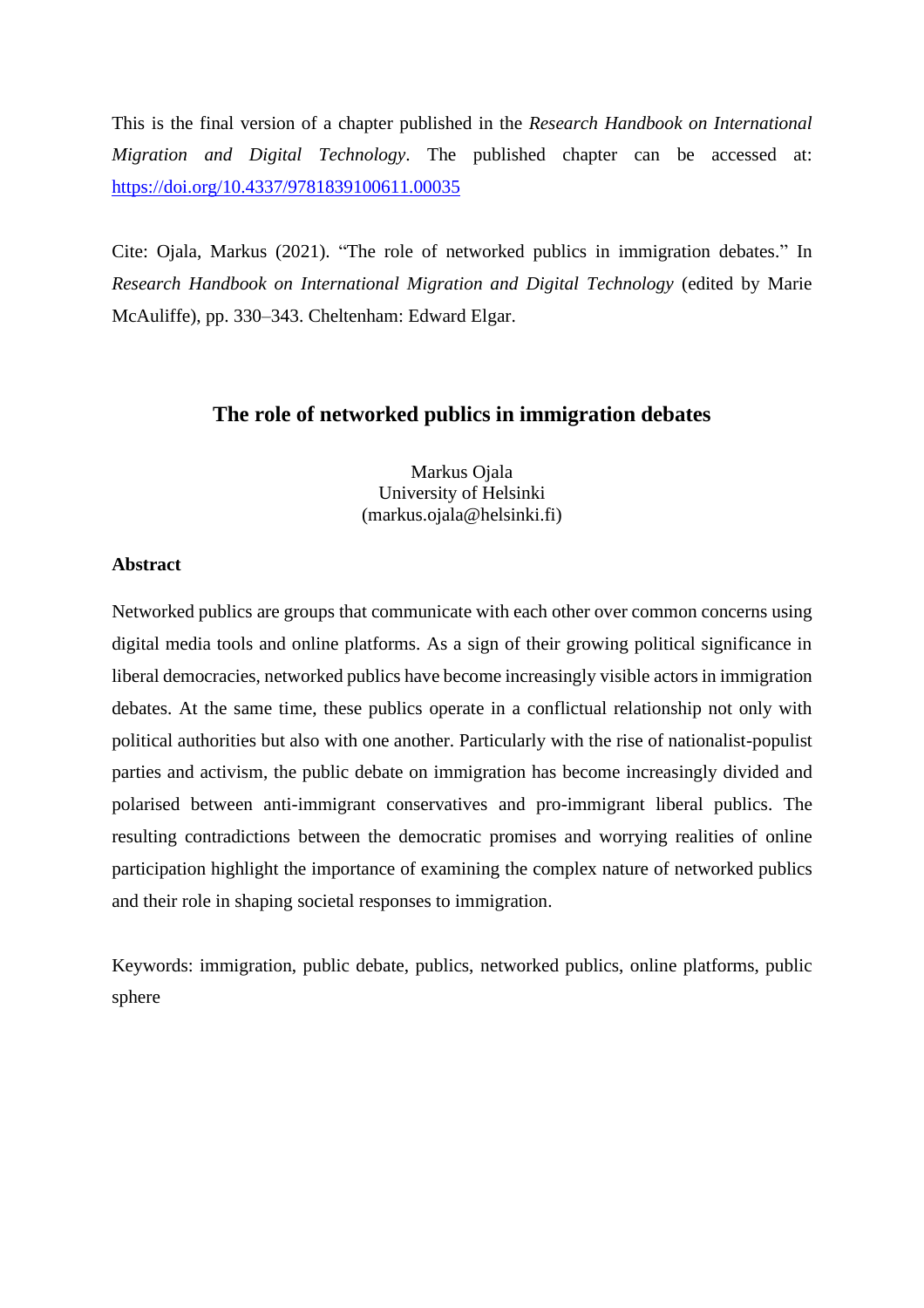This is the final version of a chapter published in the *Research Handbook on International Migration and Digital Technology*. The published chapter can be accessed at: [https://doi.org/10.4337/9781839100611.00035](https://doi.org/10.4337/9781839100611.00035)

Cite: Ojala, Markus (2021). "The role of networked publics in immigration debates." In *Research Handbook on International Migration and Digital Technology* (edited by Marie McAuliffe), pp. 330–343. Cheltenham: Edward Elgar.

# The role of networked publics in immigration debates

Markus Ojala
University of Helsinki
(markus.ojala@helsinki.fi)

## Abstract

Networked publics are groups that communicate with each other over common concerns using digital media tools and online platforms. As a sign of their growing political significance in liberal democracies, networked publics have become increasingly visible actors in immigration debates. At the same time, these publics operate in a conflictual relationship not only with political authorities but also with one another. Particularly with the rise of nationalist-populist parties and activism, the public debate on immigration has become increasingly divided and polarised between anti-immigrant conservatives and pro-immigrant liberal publics. The resulting contradictions between the democratic promises and worrying realities of online participation highlight the importance of examining the complex nature of networked publics and their role in shaping societal responses to immigration.

Keywords: immigration, public debate, publics, networked publics, online platforms, public sphere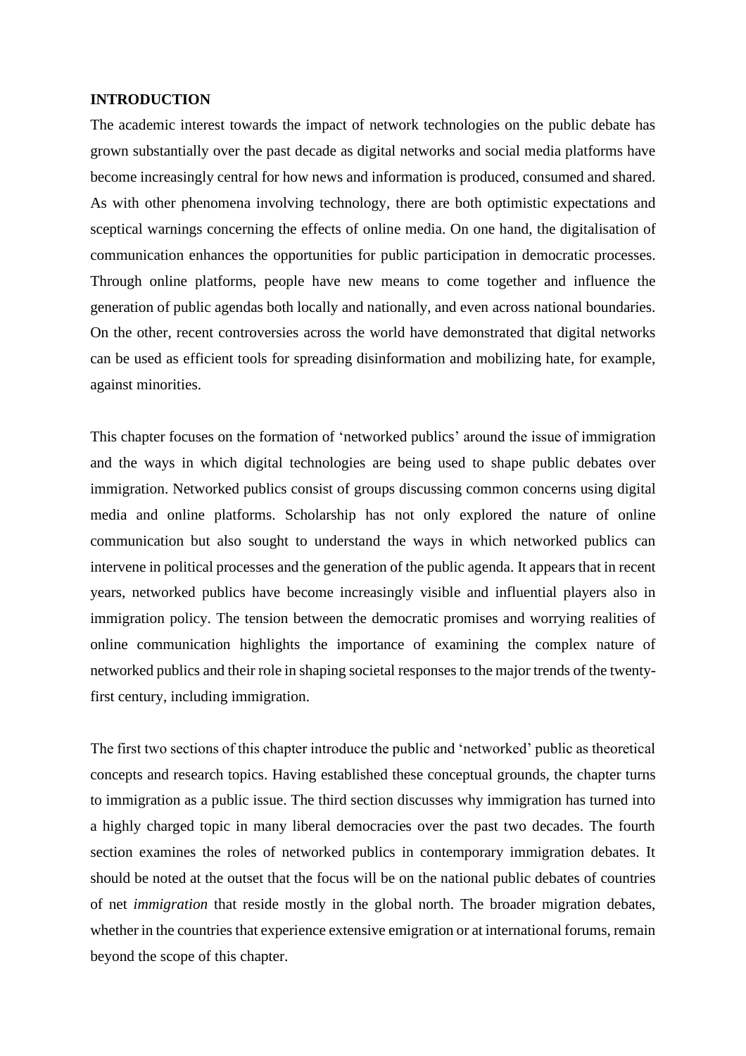## INTRODUCTION

The academic interest towards the impact of network technologies on the public debate has grown substantially over the past decade as digital networks and social media platforms have become increasingly central for how news and information is produced, consumed and shared. As with other phenomena involving technology, there are both optimistic expectations and sceptical warnings concerning the effects of online media. On one hand, the digitalisation of communication enhances the opportunities for public participation in democratic processes. Through online platforms, people have new means to come together and influence the generation of public agendas both locally and nationally, and even across national boundaries. On the other, recent controversies across the world have demonstrated that digital networks can be used as efficient tools for spreading disinformation and mobilizing hate, for example, against minorities.

This chapter focuses on the formation of 'networked publics' around the issue of immigration and the ways in which digital technologies are being used to shape public debates over immigration. Networked publics consist of groups discussing common concerns using digital media and online platforms. Scholarship has not only explored the nature of online communication but also sought to understand the ways in which networked publics can intervene in political processes and the generation of the public agenda. It appears that in recent years, networked publics have become increasingly visible and influential players also in immigration policy. The tension between the democratic promises and worrying realities of online communication highlights the importance of examining the complex nature of networked publics and their role in shaping societal responses to the major trends of the twenty-first century, including immigration.

The first two sections of this chapter introduce the public and 'networked' public as theoretical concepts and research topics. Having established these conceptual grounds, the chapter turns to immigration as a public issue. The third section discusses why immigration has turned into a highly charged topic in many liberal democracies over the past two decades. The fourth section examines the roles of networked publics in contemporary immigration debates. It should be noted at the outset that the focus will be on the national public debates of countries of net *immigration* that reside mostly in the global north. The broader migration debates, whether in the countries that experience extensive emigration or at international forums, remain beyond the scope of this chapter.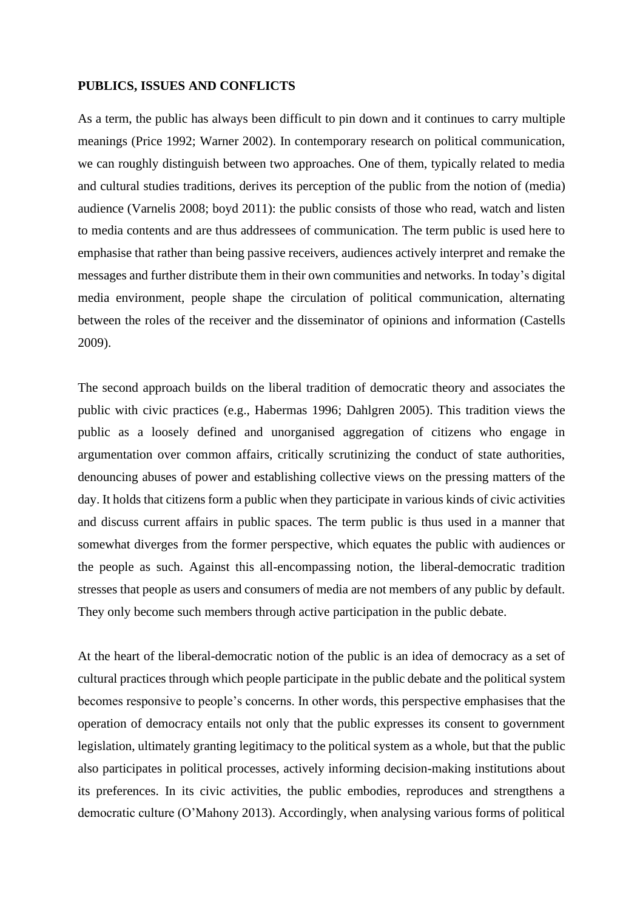## PUBLICS, ISSUES AND CONFLICTS

As a term, the public has always been difficult to pin down and it continues to carry multiple meanings (Price 1992; Warner 2002). In contemporary research on political communication, we can roughly distinguish between two approaches. One of them, typically related to media and cultural studies traditions, derives its perception of the public from the notion of (media) audience (Varnelis 2008; boyd 2011): the public consists of those who read, watch and listen to media contents and are thus addressees of communication. The term public is used here to emphasise that rather than being passive receivers, audiences actively interpret and remake the messages and further distribute them in their own communities and networks. In today's digital media environment, people shape the circulation of political communication, alternating between the roles of the receiver and the disseminator of opinions and information (Castells 2009).

The second approach builds on the liberal tradition of democratic theory and associates the public with civic practices (e.g., Habermas 1996; Dahlgren 2005). This tradition views the public as a loosely defined and unorganised aggregation of citizens who engage in argumentation over common affairs, critically scrutinizing the conduct of state authorities, denouncing abuses of power and establishing collective views on the pressing matters of the day. It holds that citizens form a public when they participate in various kinds of civic activities and discuss current affairs in public spaces. The term public is thus used in a manner that somewhat diverges from the former perspective, which equates the public with audiences or the people as such. Against this all-encompassing notion, the liberal-democratic tradition stresses that people as users and consumers of media are not members of any public by default. They only become such members through active participation in the public debate.

At the heart of the liberal-democratic notion of the public is an idea of democracy as a set of cultural practices through which people participate in the public debate and the political system becomes responsive to people's concerns. In other words, this perspective emphasises that the operation of democracy entails not only that the public expresses its consent to government legislation, ultimately granting legitimacy to the political system as a whole, but that the public also participates in political processes, actively informing decision-making institutions about its preferences. In its civic activities, the public embodies, reproduces and strengthens a democratic culture (O'Mahony 2013). Accordingly, when analysing various forms of political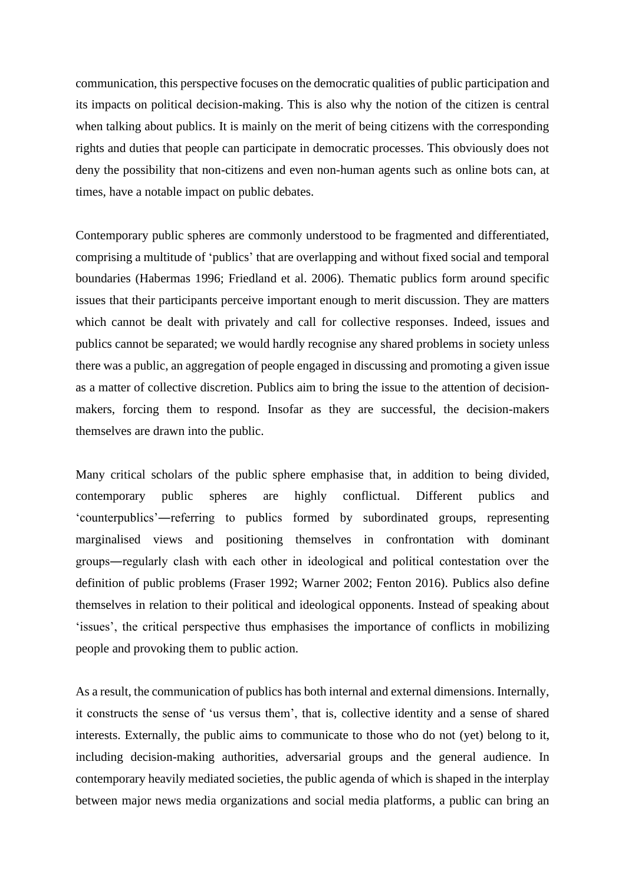communication, this perspective focuses on the democratic qualities of public participation and its impacts on political decision-making. This is also why the notion of the citizen is central when talking about publics. It is mainly on the merit of being citizens with the corresponding rights and duties that people can participate in democratic processes. This obviously does not deny the possibility that non-citizens and even non-human agents such as online bots can, at times, have a notable impact on public debates.

Contemporary public spheres are commonly understood to be fragmented and differentiated, comprising a multitude of 'publics' that are overlapping and without fixed social and temporal boundaries (Habermas 1996; Friedland et al. 2006). Thematic publics form around specific issues that their participants perceive important enough to merit discussion. They are matters which cannot be dealt with privately and call for collective responses. Indeed, issues and publics cannot be separated; we would hardly recognise any shared problems in society unless there was a public, an aggregation of people engaged in discussing and promoting a given issue as a matter of collective discretion. Publics aim to bring the issue to the attention of decision-makers, forcing them to respond. Insofar as they are successful, the decision-makers themselves are drawn into the public.

Many critical scholars of the public sphere emphasise that, in addition to being divided, contemporary public spheres are highly conflictual. Different publics and 'counterpublics'—referring to publics formed by subordinated groups, representing marginalised views and positioning themselves in confrontation with dominant groups—regularly clash with each other in ideological and political contestation over the definition of public problems (Fraser 1992; Warner 2002; Fenton 2016). Publics also define themselves in relation to their political and ideological opponents. Instead of speaking about 'issues', the critical perspective thus emphasises the importance of conflicts in mobilizing people and provoking them to public action.

As a result, the communication of publics has both internal and external dimensions. Internally, it constructs the sense of 'us versus them', that is, collective identity and a sense of shared interests. Externally, the public aims to communicate to those who do not (yet) belong to it, including decision-making authorities, adversarial groups and the general audience. In contemporary heavily mediated societies, the public agenda of which is shaped in the interplay between major news media organizations and social media platforms, a public can bring an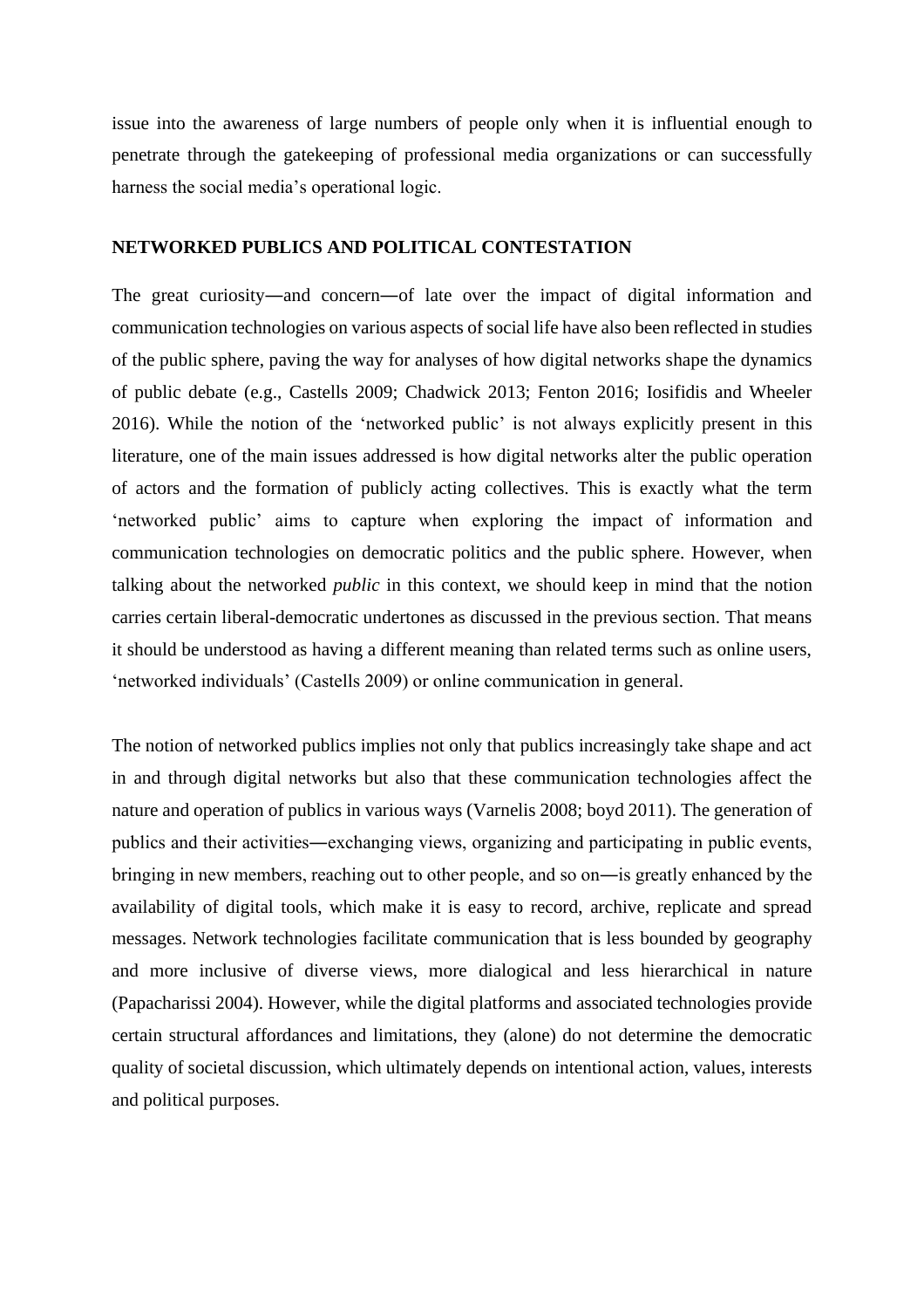issue into the awareness of large numbers of people only when it is influential enough to penetrate through the gatekeeping of professional media organizations or can successfully harness the social media's operational logic.

## NETWORKED PUBLICS AND POLITICAL CONTESTATION

The great curiosity—and concern—of late over the impact of digital information and communication technologies on various aspects of social life have also been reflected in studies of the public sphere, paving the way for analyses of how digital networks shape the dynamics of public debate (e.g., Castells 2009; Chadwick 2013; Fenton 2016; Iosifidis and Wheeler 2016). While the notion of the 'networked public' is not always explicitly present in this literature, one of the main issues addressed is how digital networks alter the public operation of actors and the formation of publicly acting collectives. This is exactly what the term 'networked public' aims to capture when exploring the impact of information and communication technologies on democratic politics and the public sphere. However, when talking about the networked *public* in this context, we should keep in mind that the notion carries certain liberal-democratic undertones as discussed in the previous section. That means it should be understood as having a different meaning than related terms such as online users, 'networked individuals' (Castells 2009) or online communication in general.

The notion of networked publics implies not only that publics increasingly take shape and act in and through digital networks but also that these communication technologies affect the nature and operation of publics in various ways (Varnelis 2008; boyd 2011). The generation of publics and their activities—exchanging views, organizing and participating in public events, bringing in new members, reaching out to other people, and so on—is greatly enhanced by the availability of digital tools, which make it is easy to record, archive, replicate and spread messages. Network technologies facilitate communication that is less bounded by geography and more inclusive of diverse views, more dialogical and less hierarchical in nature (Papacharissi 2004). However, while the digital platforms and associated technologies provide certain structural affordances and limitations, they (alone) do not determine the democratic quality of societal discussion, which ultimately depends on intentional action, values, interests and political purposes.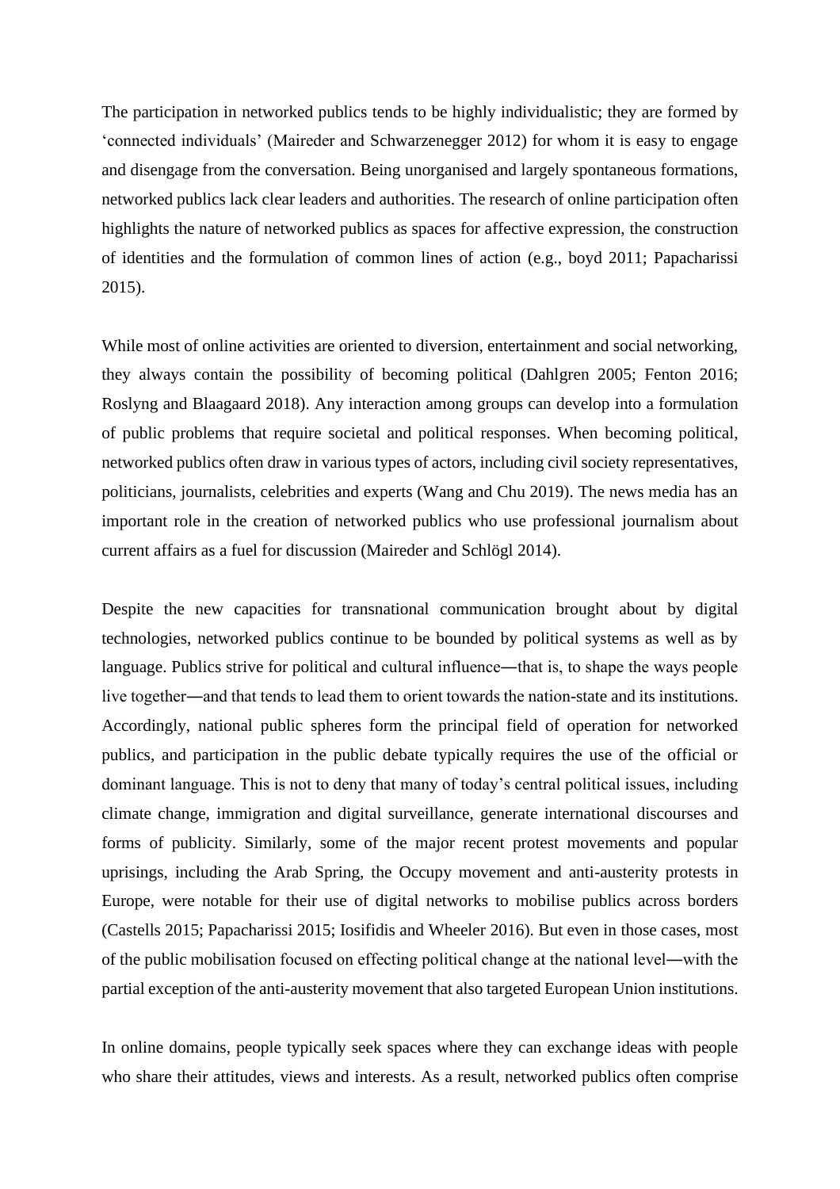The participation in networked publics tends to be highly individualistic; they are formed by 'connected individuals' (Maireder and Schwarzenegger 2012) for whom it is easy to engage and disengage from the conversation. Being unorganised and largely spontaneous formations, networked publics lack clear leaders and authorities. The research of online participation often highlights the nature of networked publics as spaces for affective expression, the construction of identities and the formulation of common lines of action (e.g., boyd 2011; Papacharissi 2015).

While most of online activities are oriented to diversion, entertainment and social networking, they always contain the possibility of becoming political (Dahlgren 2005; Fenton 2016; Roslyng and Blaagaard 2018). Any interaction among groups can develop into a formulation of public problems that require societal and political responses. When becoming political, networked publics often draw in various types of actors, including civil society representatives, politicians, journalists, celebrities and experts (Wang and Chu 2019). The news media has an important role in the creation of networked publics who use professional journalism about current affairs as a fuel for discussion (Maireder and Schlögl 2014).

Despite the new capacities for transnational communication brought about by digital technologies, networked publics continue to be bounded by political systems as well as by language. Publics strive for political and cultural influence—that is, to shape the ways people live together—and that tends to lead them to orient towards the nation-state and its institutions. Accordingly, national public spheres form the principal field of operation for networked publics, and participation in the public debate typically requires the use of the official or dominant language. This is not to deny that many of today's central political issues, including climate change, immigration and digital surveillance, generate international discourses and forms of publicity. Similarly, some of the major recent protest movements and popular uprisings, including the Arab Spring, the Occupy movement and anti-austerity protests in Europe, were notable for their use of digital networks to mobilise publics across borders (Castells 2015; Papacharissi 2015; Iosifidis and Wheeler 2016). But even in those cases, most of the public mobilisation focused on effecting political change at the national level—with the partial exception of the anti-austerity movement that also targeted European Union institutions.

In online domains, people typically seek spaces where they can exchange ideas with people who share their attitudes, views and interests. As a result, networked publics often comprise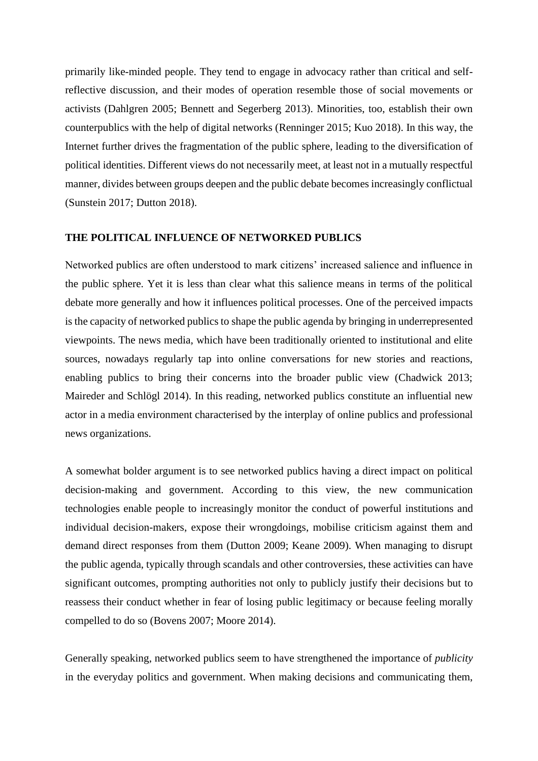primarily like-minded people. They tend to engage in advocacy rather than critical and self-reflective discussion, and their modes of operation resemble those of social movements or activists (Dahlgren 2005; Bennett and Segerberg 2013). Minorities, too, establish their own counterpublics with the help of digital networks (Renninger 2015; Kuo 2018). In this way, the Internet further drives the fragmentation of the public sphere, leading to the diversification of political identities. Different views do not necessarily meet, at least not in a mutually respectful manner, divides between groups deepen and the public debate becomes increasingly conflictual (Sunstein 2017; Dutton 2018).

## THE POLITICAL INFLUENCE OF NETWORKED PUBLICS

Networked publics are often understood to mark citizens' increased salience and influence in the public sphere. Yet it is less than clear what this salience means in terms of the political debate more generally and how it influences political processes. One of the perceived impacts is the capacity of networked publics to shape the public agenda by bringing in underrepresented viewpoints. The news media, which have been traditionally oriented to institutional and elite sources, nowadays regularly tap into online conversations for new stories and reactions, enabling publics to bring their concerns into the broader public view (Chadwick 2013; Maireder and Schlögl 2014). In this reading, networked publics constitute an influential new actor in a media environment characterised by the interplay of online publics and professional news organizations.

A somewhat bolder argument is to see networked publics having a direct impact on political decision-making and government. According to this view, the new communication technologies enable people to increasingly monitor the conduct of powerful institutions and individual decision-makers, expose their wrongdoings, mobilise criticism against them and demand direct responses from them (Dutton 2009; Keane 2009). When managing to disrupt the public agenda, typically through scandals and other controversies, these activities can have significant outcomes, prompting authorities not only to publicly justify their decisions but to reassess their conduct whether in fear of losing public legitimacy or because feeling morally compelled to do so (Bovens 2007; Moore 2014).

Generally speaking, networked publics seem to have strengthened the importance of *publicity* in the everyday politics and government. When making decisions and communicating them,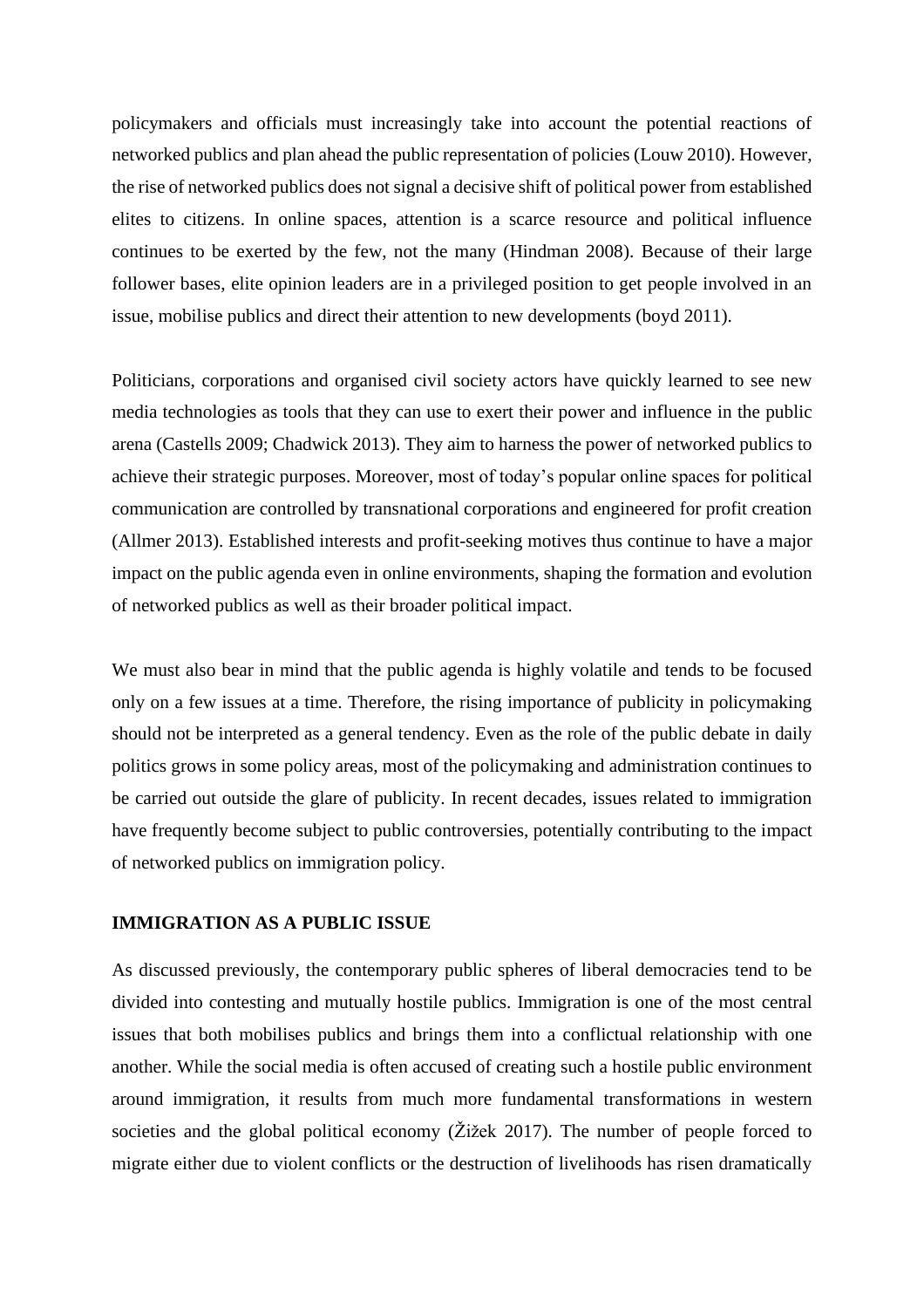policymakers and officials must increasingly take into account the potential reactions of networked publics and plan ahead the public representation of policies (Louw 2010). However, the rise of networked publics does not signal a decisive shift of political power from established elites to citizens. In online spaces, attention is a scarce resource and political influence continues to be exerted by the few, not the many (Hindman 2008). Because of their large follower bases, elite opinion leaders are in a privileged position to get people involved in an issue, mobilise publics and direct their attention to new developments (boyd 2011).

Politicians, corporations and organised civil society actors have quickly learned to see new media technologies as tools that they can use to exert their power and influence in the public arena (Castells 2009; Chadwick 2013). They aim to harness the power of networked publics to achieve their strategic purposes. Moreover, most of today's popular online spaces for political communication are controlled by transnational corporations and engineered for profit creation (Allmer 2013). Established interests and profit-seeking motives thus continue to have a major impact on the public agenda even in online environments, shaping the formation and evolution of networked publics as well as their broader political impact.

We must also bear in mind that the public agenda is highly volatile and tends to be focused only on a few issues at a time. Therefore, the rising importance of publicity in policymaking should not be interpreted as a general tendency. Even as the role of the public debate in daily politics grows in some policy areas, most of the policymaking and administration continues to be carried out outside the glare of publicity. In recent decades, issues related to immigration have frequently become subject to public controversies, potentially contributing to the impact of networked publics on immigration policy.

## IMMIGRATION AS A PUBLIC ISSUE

As discussed previously, the contemporary public spheres of liberal democracies tend to be divided into contesting and mutually hostile publics. Immigration is one of the most central issues that both mobilises publics and brings them into a conflictual relationship with one another. While the social media is often accused of creating such a hostile public environment around immigration, it results from much more fundamental transformations in western societies and the global political economy (Žižek 2017). The number of people forced to migrate either due to violent conflicts or the destruction of livelihoods has risen dramatically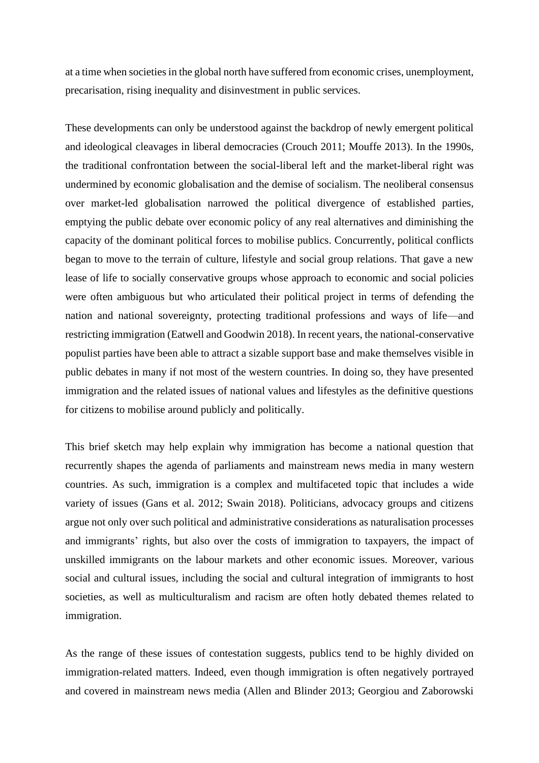at a time when societies in the global north have suffered from economic crises, unemployment, precarisation, rising inequality and disinvestment in public services.

These developments can only be understood against the backdrop of newly emergent political and ideological cleavages in liberal democracies (Crouch 2011; Mouffe 2013). In the 1990s, the traditional confrontation between the social-liberal left and the market-liberal right was undermined by economic globalisation and the demise of socialism. The neoliberal consensus over market-led globalisation narrowed the political divergence of established parties, emptying the public debate over economic policy of any real alternatives and diminishing the capacity of the dominant political forces to mobilise publics. Concurrently, political conflicts began to move to the terrain of culture, lifestyle and social group relations. That gave a new lease of life to socially conservative groups whose approach to economic and social policies were often ambiguous but who articulated their political project in terms of defending the nation and national sovereignty, protecting traditional professions and ways of life—and restricting immigration (Eatwell and Goodwin 2018). In recent years, the national-conservative populist parties have been able to attract a sizable support base and make themselves visible in public debates in many if not most of the western countries. In doing so, they have presented immigration and the related issues of national values and lifestyles as the definitive questions for citizens to mobilise around publicly and politically.

This brief sketch may help explain why immigration has become a national question that recurrently shapes the agenda of parliaments and mainstream news media in many western countries. As such, immigration is a complex and multifaceted topic that includes a wide variety of issues (Gans et al. 2012; Swain 2018). Politicians, advocacy groups and citizens argue not only over such political and administrative considerations as naturalisation processes and immigrants' rights, but also over the costs of immigration to taxpayers, the impact of unskilled immigrants on the labour markets and other economic issues. Moreover, various social and cultural issues, including the social and cultural integration of immigrants to host societies, as well as multiculturalism and racism are often hotly debated themes related to immigration.

As the range of these issues of contestation suggests, publics tend to be highly divided on immigration-related matters. Indeed, even though immigration is often negatively portrayed and covered in mainstream news media (Allen and Blinder 2013; Georgiou and Zaborowski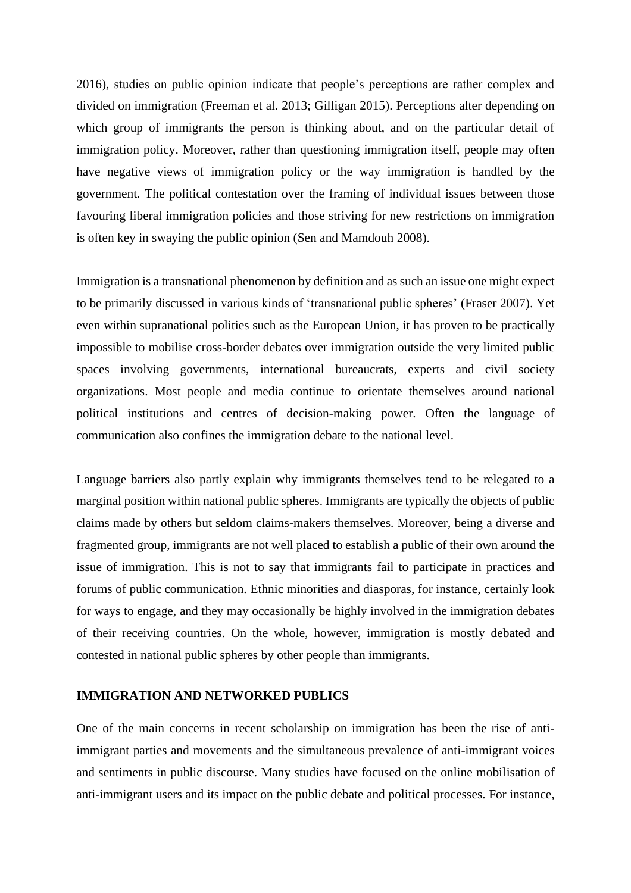2016), studies on public opinion indicate that people's perceptions are rather complex and divided on immigration (Freeman et al. 2013; Gilligan 2015). Perceptions alter depending on which group of immigrants the person is thinking about, and on the particular detail of immigration policy. Moreover, rather than questioning immigration itself, people may often have negative views of immigration policy or the way immigration is handled by the government. The political contestation over the framing of individual issues between those favouring liberal immigration policies and those striving for new restrictions on immigration is often key in swaying the public opinion (Sen and Mamdouh 2008).

Immigration is a transnational phenomenon by definition and as such an issue one might expect to be primarily discussed in various kinds of 'transnational public spheres' (Fraser 2007). Yet even within supranational polities such as the European Union, it has proven to be practically impossible to mobilise cross-border debates over immigration outside the very limited public spaces involving governments, international bureaucrats, experts and civil society organizations. Most people and media continue to orientate themselves around national political institutions and centres of decision-making power. Often the language of communication also confines the immigration debate to the national level.

Language barriers also partly explain why immigrants themselves tend to be relegated to a marginal position within national public spheres. Immigrants are typically the objects of public claims made by others but seldom claims-makers themselves. Moreover, being a diverse and fragmented group, immigrants are not well placed to establish a public of their own around the issue of immigration. This is not to say that immigrants fail to participate in practices and forums of public communication. Ethnic minorities and diasporas, for instance, certainly look for ways to engage, and they may occasionally be highly involved in the immigration debates of their receiving countries. On the whole, however, immigration is mostly debated and contested in national public spheres by other people than immigrants.

## IMMIGRATION AND NETWORKED PUBLICS

One of the main concerns in recent scholarship on immigration has been the rise of anti-immigrant parties and movements and the simultaneous prevalence of anti-immigrant voices and sentiments in public discourse. Many studies have focused on the online mobilisation of anti-immigrant users and its impact on the public debate and political processes. For instance,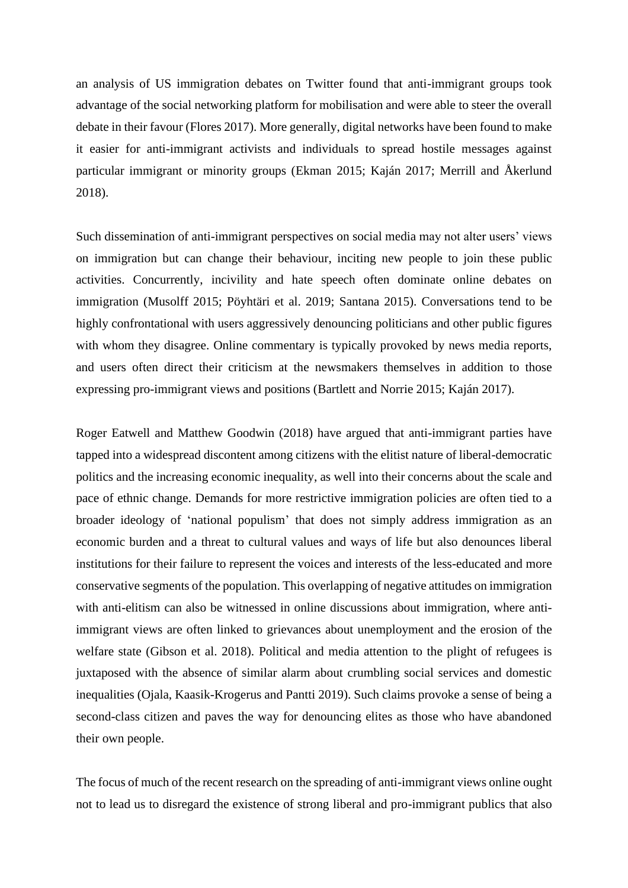an analysis of US immigration debates on Twitter found that anti-immigrant groups took advantage of the social networking platform for mobilisation and were able to steer the overall debate in their favour (Flores 2017). More generally, digital networks have been found to make it easier for anti-immigrant activists and individuals to spread hostile messages against particular immigrant or minority groups (Ekman 2015; Kaján 2017; Merrill and Åkerlund 2018).

Such dissemination of anti-immigrant perspectives on social media may not alter users' views on immigration but can change their behaviour, inciting new people to join these public activities. Concurrently, incivility and hate speech often dominate online debates on immigration (Musolff 2015; Pöyhtäri et al. 2019; Santana 2015). Conversations tend to be highly confrontational with users aggressively denouncing politicians and other public figures with whom they disagree. Online commentary is typically provoked by news media reports, and users often direct their criticism at the newsmakers themselves in addition to those expressing pro-immigrant views and positions (Bartlett and Norrie 2015; Kaján 2017).

Roger Eatwell and Matthew Goodwin (2018) have argued that anti-immigrant parties have tapped into a widespread discontent among citizens with the elitist nature of liberal-democratic politics and the increasing economic inequality, as well into their concerns about the scale and pace of ethnic change. Demands for more restrictive immigration policies are often tied to a broader ideology of 'national populism' that does not simply address immigration as an economic burden and a threat to cultural values and ways of life but also denounces liberal institutions for their failure to represent the voices and interests of the less-educated and more conservative segments of the population. This overlapping of negative attitudes on immigration with anti-elitism can also be witnessed in online discussions about immigration, where anti-immigrant views are often linked to grievances about unemployment and the erosion of the welfare state (Gibson et al. 2018). Political and media attention to the plight of refugees is juxtaposed with the absence of similar alarm about crumbling social services and domestic inequalities (Ojala, Kaasik-Krogerus and Pantti 2019). Such claims provoke a sense of being a second-class citizen and paves the way for denouncing elites as those who have abandoned their own people.

The focus of much of the recent research on the spreading of anti-immigrant views online ought not to lead us to disregard the existence of strong liberal and pro-immigrant publics that also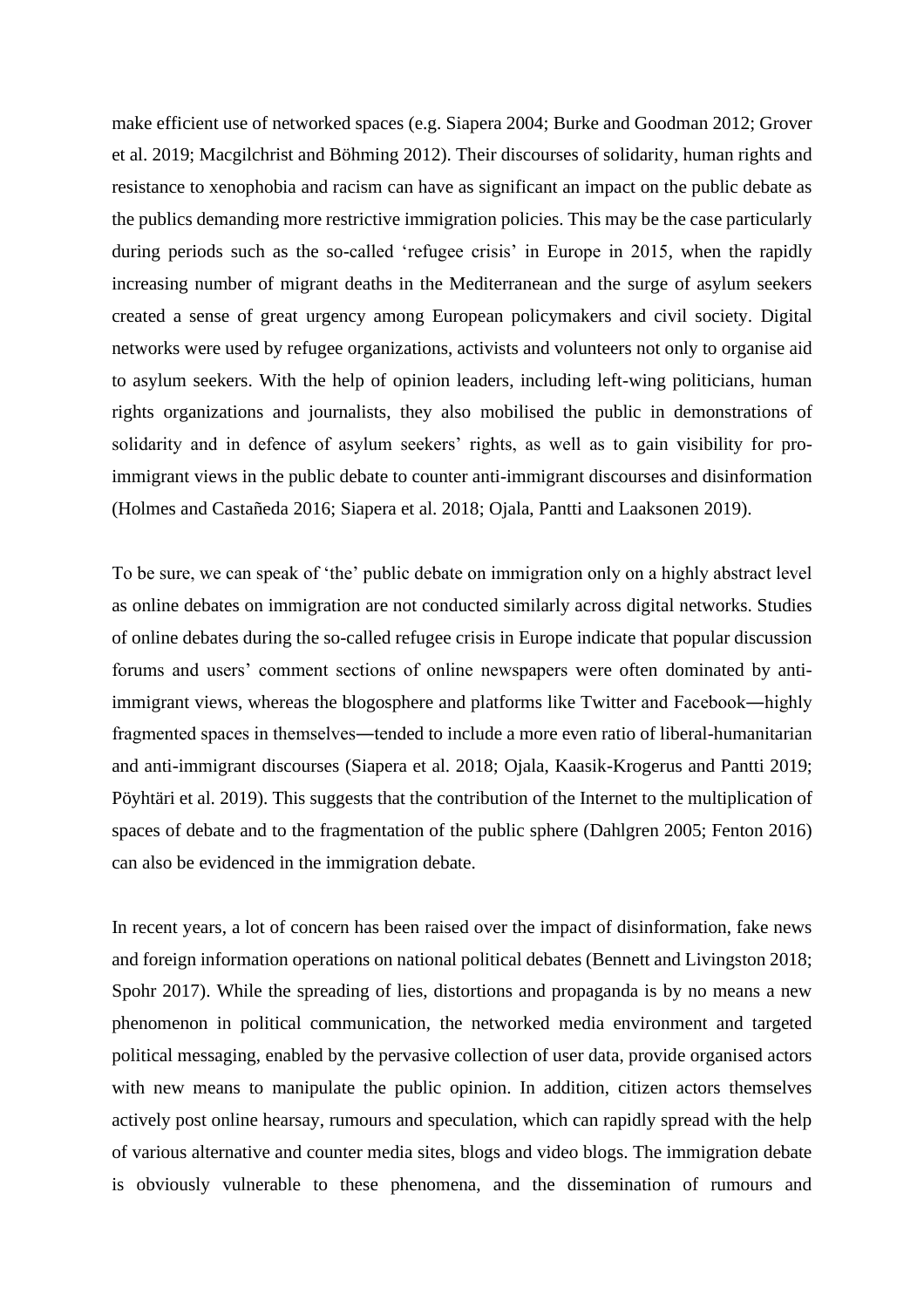make efficient use of networked spaces (e.g. Siapera 2004; Burke and Goodman 2012; Grover et al. 2019; Macgilchrist and Böhming 2012). Their discourses of solidarity, human rights and resistance to xenophobia and racism can have as significant an impact on the public debate as the publics demanding more restrictive immigration policies. This may be the case particularly during periods such as the so-called 'refugee crisis' in Europe in 2015, when the rapidly increasing number of migrant deaths in the Mediterranean and the surge of asylum seekers created a sense of great urgency among European policymakers and civil society. Digital networks were used by refugee organizations, activists and volunteers not only to organise aid to asylum seekers. With the help of opinion leaders, including left-wing politicians, human rights organizations and journalists, they also mobilised the public in demonstrations of solidarity and in defence of asylum seekers' rights, as well as to gain visibility for pro-immigrant views in the public debate to counter anti-immigrant discourses and disinformation (Holmes and Castañeda 2016; Siapera et al. 2018; Ojala, Pantti and Laaksonen 2019).

To be sure, we can speak of 'the' public debate on immigration only on a highly abstract level as online debates on immigration are not conducted similarly across digital networks. Studies of online debates during the so-called refugee crisis in Europe indicate that popular discussion forums and users' comment sections of online newspapers were often dominated by anti-immigrant views, whereas the blogosphere and platforms like Twitter and Facebook―highly fragmented spaces in themselves―tended to include a more even ratio of liberal-humanitarian and anti-immigrant discourses (Siapera et al. 2018; Ojala, Kaasik-Krogerus and Pantti 2019; Pöyhtäri et al. 2019). This suggests that the contribution of the Internet to the multiplication of spaces of debate and to the fragmentation of the public sphere (Dahlgren 2005; Fenton 2016) can also be evidenced in the immigration debate.

In recent years, a lot of concern has been raised over the impact of disinformation, fake news and foreign information operations on national political debates (Bennett and Livingston 2018; Spohr 2017). While the spreading of lies, distortions and propaganda is by no means a new phenomenon in political communication, the networked media environment and targeted political messaging, enabled by the pervasive collection of user data, provide organised actors with new means to manipulate the public opinion. In addition, citizen actors themselves actively post online hearsay, rumours and speculation, which can rapidly spread with the help of various alternative and counter media sites, blogs and video blogs. The immigration debate is obviously vulnerable to these phenomena, and the dissemination of rumours and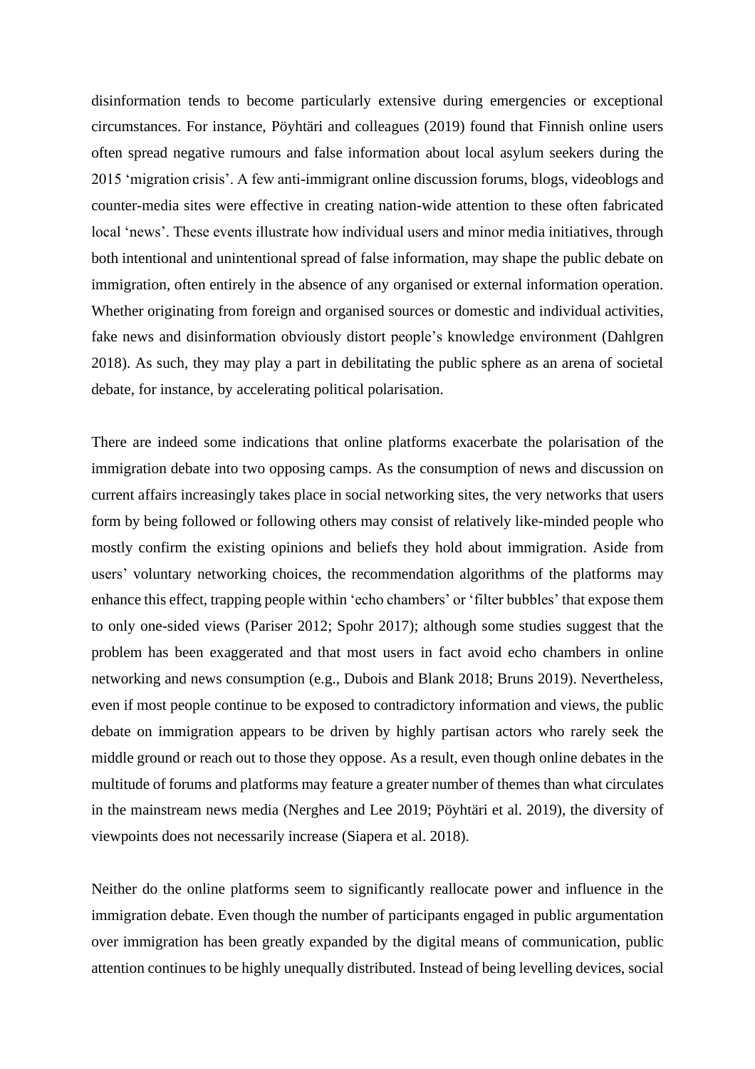disinformation tends to become particularly extensive during emergencies or exceptional circumstances. For instance, Pöyhtäri and colleagues (2019) found that Finnish online users often spread negative rumours and false information about local asylum seekers during the 2015 'migration crisis'. A few anti-immigrant online discussion forums, blogs, videoblogs and counter-media sites were effective in creating nation-wide attention to these often fabricated local 'news'. These events illustrate how individual users and minor media initiatives, through both intentional and unintentional spread of false information, may shape the public debate on immigration, often entirely in the absence of any organised or external information operation. Whether originating from foreign and organised sources or domestic and individual activities, fake news and disinformation obviously distort people's knowledge environment (Dahlgren 2018). As such, they may play a part in debilitating the public sphere as an arena of societal debate, for instance, by accelerating political polarisation.

There are indeed some indications that online platforms exacerbate the polarisation of the immigration debate into two opposing camps. As the consumption of news and discussion on current affairs increasingly takes place in social networking sites, the very networks that users form by being followed or following others may consist of relatively like-minded people who mostly confirm the existing opinions and beliefs they hold about immigration. Aside from users' voluntary networking choices, the recommendation algorithms of the platforms may enhance this effect, trapping people within 'echo chambers' or 'filter bubbles' that expose them to only one-sided views (Pariser 2012; Spohr 2017); although some studies suggest that the problem has been exaggerated and that most users in fact avoid echo chambers in online networking and news consumption (e.g., Dubois and Blank 2018; Bruns 2019). Nevertheless, even if most people continue to be exposed to contradictory information and views, the public debate on immigration appears to be driven by highly partisan actors who rarely seek the middle ground or reach out to those they oppose. As a result, even though online debates in the multitude of forums and platforms may feature a greater number of themes than what circulates in the mainstream news media (Nerghes and Lee 2019; Pöyhtäri et al. 2019), the diversity of viewpoints does not necessarily increase (Siapera et al. 2018).

Neither do the online platforms seem to significantly reallocate power and influence in the immigration debate. Even though the number of participants engaged in public argumentation over immigration has been greatly expanded by the digital means of communication, public attention continues to be highly unequally distributed. Instead of being levelling devices, social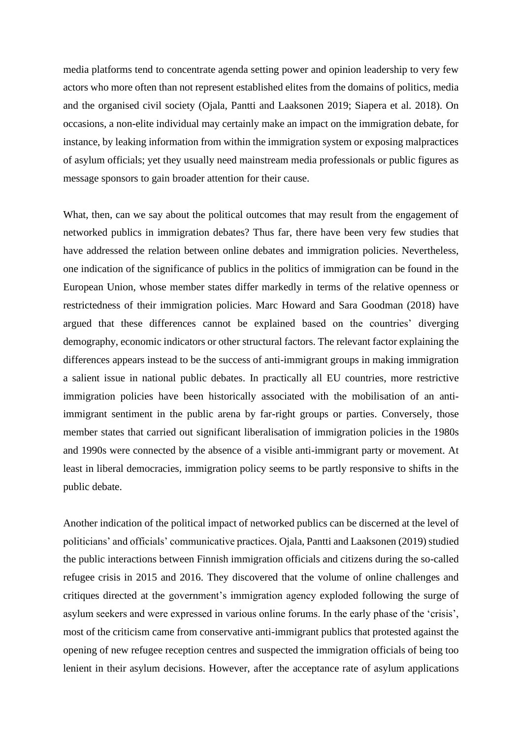media platforms tend to concentrate agenda setting power and opinion leadership to very few actors who more often than not represent established elites from the domains of politics, media and the organised civil society (Ojala, Pantti and Laaksonen 2019; Siapera et al. 2018). On occasions, a non-elite individual may certainly make an impact on the immigration debate, for instance, by leaking information from within the immigration system or exposing malpractices of asylum officials; yet they usually need mainstream media professionals or public figures as message sponsors to gain broader attention for their cause.

What, then, can we say about the political outcomes that may result from the engagement of networked publics in immigration debates? Thus far, there have been very few studies that have addressed the relation between online debates and immigration policies. Nevertheless, one indication of the significance of publics in the politics of immigration can be found in the European Union, whose member states differ markedly in terms of the relative openness or restrictedness of their immigration policies. Marc Howard and Sara Goodman (2018) have argued that these differences cannot be explained based on the countries' diverging demography, economic indicators or other structural factors. The relevant factor explaining the differences appears instead to be the success of anti-immigrant groups in making immigration a salient issue in national public debates. In practically all EU countries, more restrictive immigration policies have been historically associated with the mobilisation of an anti-immigrant sentiment in the public arena by far-right groups or parties. Conversely, those member states that carried out significant liberalisation of immigration policies in the 1980s and 1990s were connected by the absence of a visible anti-immigrant party or movement. At least in liberal democracies, immigration policy seems to be partly responsive to shifts in the public debate.

Another indication of the political impact of networked publics can be discerned at the level of politicians' and officials' communicative practices. Ojala, Pantti and Laaksonen (2019) studied the public interactions between Finnish immigration officials and citizens during the so-called refugee crisis in 2015 and 2016. They discovered that the volume of online challenges and critiques directed at the government's immigration agency exploded following the surge of asylum seekers and were expressed in various online forums. In the early phase of the 'crisis', most of the criticism came from conservative anti-immigrant publics that protested against the opening of new refugee reception centres and suspected the immigration officials of being too lenient in their asylum decisions. However, after the acceptance rate of asylum applications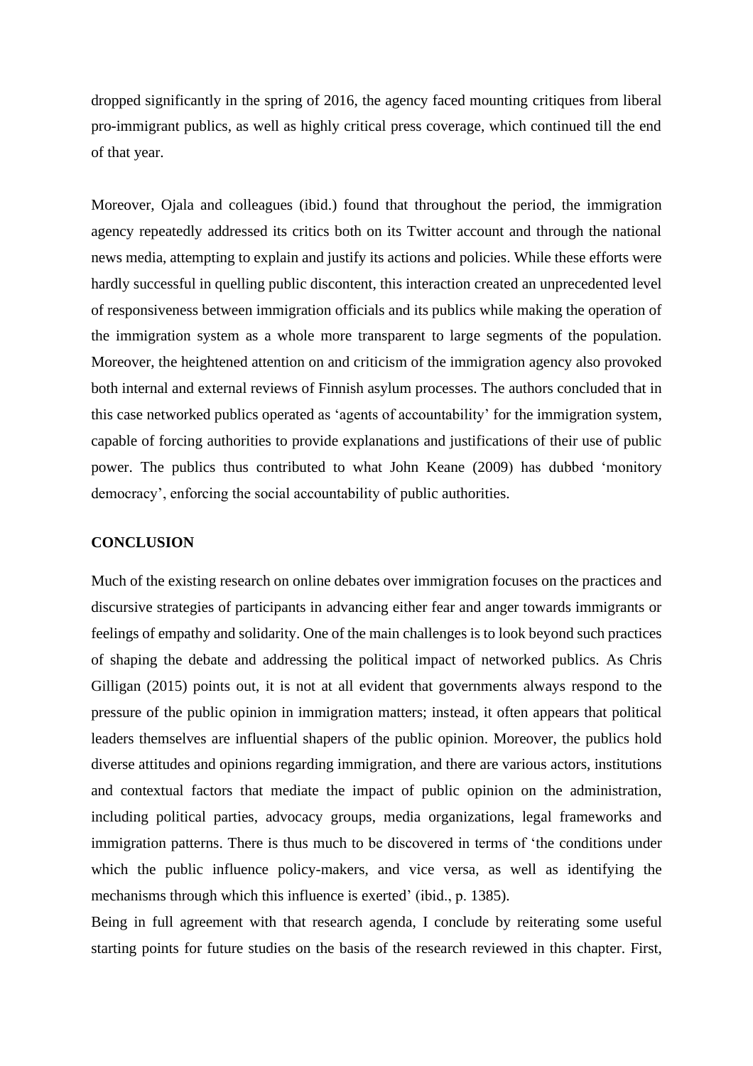dropped significantly in the spring of 2016, the agency faced mounting critiques from liberal pro-immigrant publics, as well as highly critical press coverage, which continued till the end of that year.

Moreover, Ojala and colleagues (ibid.) found that throughout the period, the immigration agency repeatedly addressed its critics both on its Twitter account and through the national news media, attempting to explain and justify its actions and policies. While these efforts were hardly successful in quelling public discontent, this interaction created an unprecedented level of responsiveness between immigration officials and its publics while making the operation of the immigration system as a whole more transparent to large segments of the population. Moreover, the heightened attention on and criticism of the immigration agency also provoked both internal and external reviews of Finnish asylum processes. The authors concluded that in this case networked publics operated as 'agents of accountability' for the immigration system, capable of forcing authorities to provide explanations and justifications of their use of public power. The publics thus contributed to what John Keane (2009) has dubbed 'monitory democracy', enforcing the social accountability of public authorities.

## CONCLUSION

Much of the existing research on online debates over immigration focuses on the practices and discursive strategies of participants in advancing either fear and anger towards immigrants or feelings of empathy and solidarity. One of the main challenges is to look beyond such practices of shaping the debate and addressing the political impact of networked publics. As Chris Gilligan (2015) points out, it is not at all evident that governments always respond to the pressure of the public opinion in immigration matters; instead, it often appears that political leaders themselves are influential shapers of the public opinion. Moreover, the publics hold diverse attitudes and opinions regarding immigration, and there are various actors, institutions and contextual factors that mediate the impact of public opinion on the administration, including political parties, advocacy groups, media organizations, legal frameworks and immigration patterns. There is thus much to be discovered in terms of 'the conditions under which the public influence policy-makers, and vice versa, as well as identifying the mechanisms through which this influence is exerted' (ibid., p. 1385).

Being in full agreement with that research agenda, I conclude by reiterating some useful starting points for future studies on the basis of the research reviewed in this chapter. First,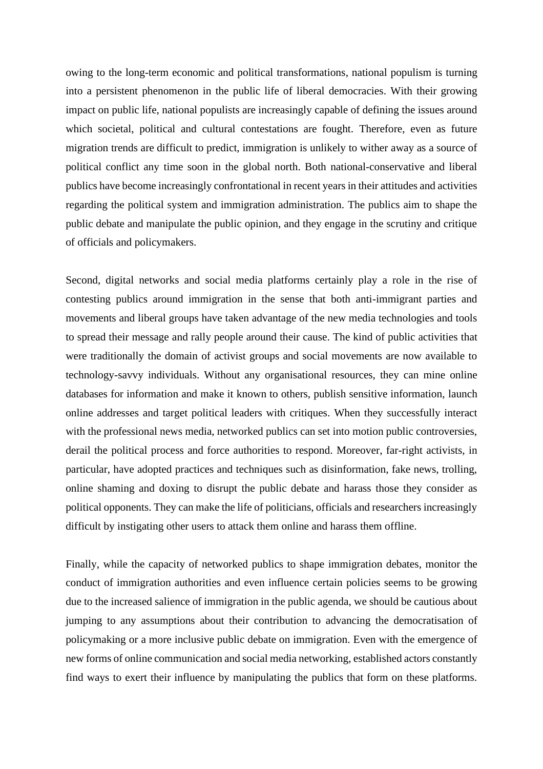owing to the long-term economic and political transformations, national populism is turning into a persistent phenomenon in the public life of liberal democracies. With their growing impact on public life, national populists are increasingly capable of defining the issues around which societal, political and cultural contestations are fought. Therefore, even as future migration trends are difficult to predict, immigration is unlikely to wither away as a source of political conflict any time soon in the global north. Both national-conservative and liberal publics have become increasingly confrontational in recent years in their attitudes and activities regarding the political system and immigration administration. The publics aim to shape the public debate and manipulate the public opinion, and they engage in the scrutiny and critique of officials and policymakers.

Second, digital networks and social media platforms certainly play a role in the rise of contesting publics around immigration in the sense that both anti-immigrant parties and movements and liberal groups have taken advantage of the new media technologies and tools to spread their message and rally people around their cause. The kind of public activities that were traditionally the domain of activist groups and social movements are now available to technology-savvy individuals. Without any organisational resources, they can mine online databases for information and make it known to others, publish sensitive information, launch online addresses and target political leaders with critiques. When they successfully interact with the professional news media, networked publics can set into motion public controversies, derail the political process and force authorities to respond. Moreover, far-right activists, in particular, have adopted practices and techniques such as disinformation, fake news, trolling, online shaming and doxing to disrupt the public debate and harass those they consider as political opponents. They can make the life of politicians, officials and researchers increasingly difficult by instigating other users to attack them online and harass them offline.

Finally, while the capacity of networked publics to shape immigration debates, monitor the conduct of immigration authorities and even influence certain policies seems to be growing due to the increased salience of immigration in the public agenda, we should be cautious about jumping to any assumptions about their contribution to advancing the democratisation of policymaking or a more inclusive public debate on immigration. Even with the emergence of new forms of online communication and social media networking, established actors constantly find ways to exert their influence by manipulating the publics that form on these platforms.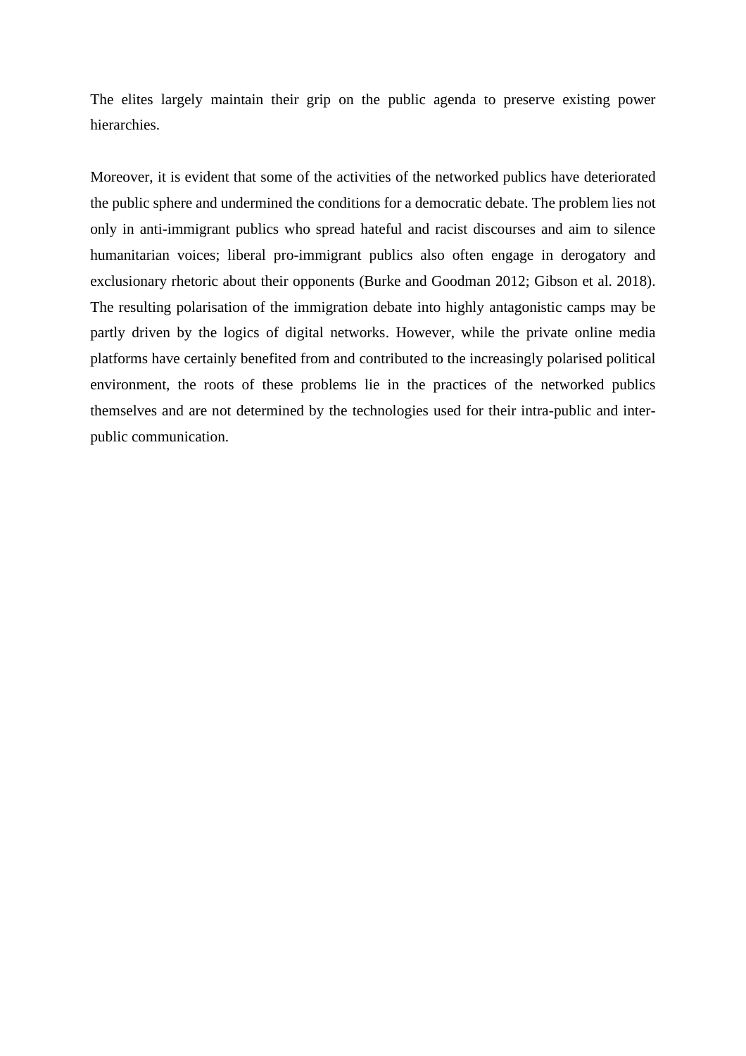The elites largely maintain their grip on the public agenda to preserve existing power hierarchies.

Moreover, it is evident that some of the activities of the networked publics have deteriorated the public sphere and undermined the conditions for a democratic debate. The problem lies not only in anti-immigrant publics who spread hateful and racist discourses and aim to silence humanitarian voices; liberal pro-immigrant publics also often engage in derogatory and exclusionary rhetoric about their opponents (Burke and Goodman 2012; Gibson et al. 2018). The resulting polarisation of the immigration debate into highly antagonistic camps may be partly driven by the logics of digital networks. However, while the private online media platforms have certainly benefited from and contributed to the increasingly polarised political environment, the roots of these problems lie in the practices of the networked publics themselves and are not determined by the technologies used for their intra-public and inter-public communication.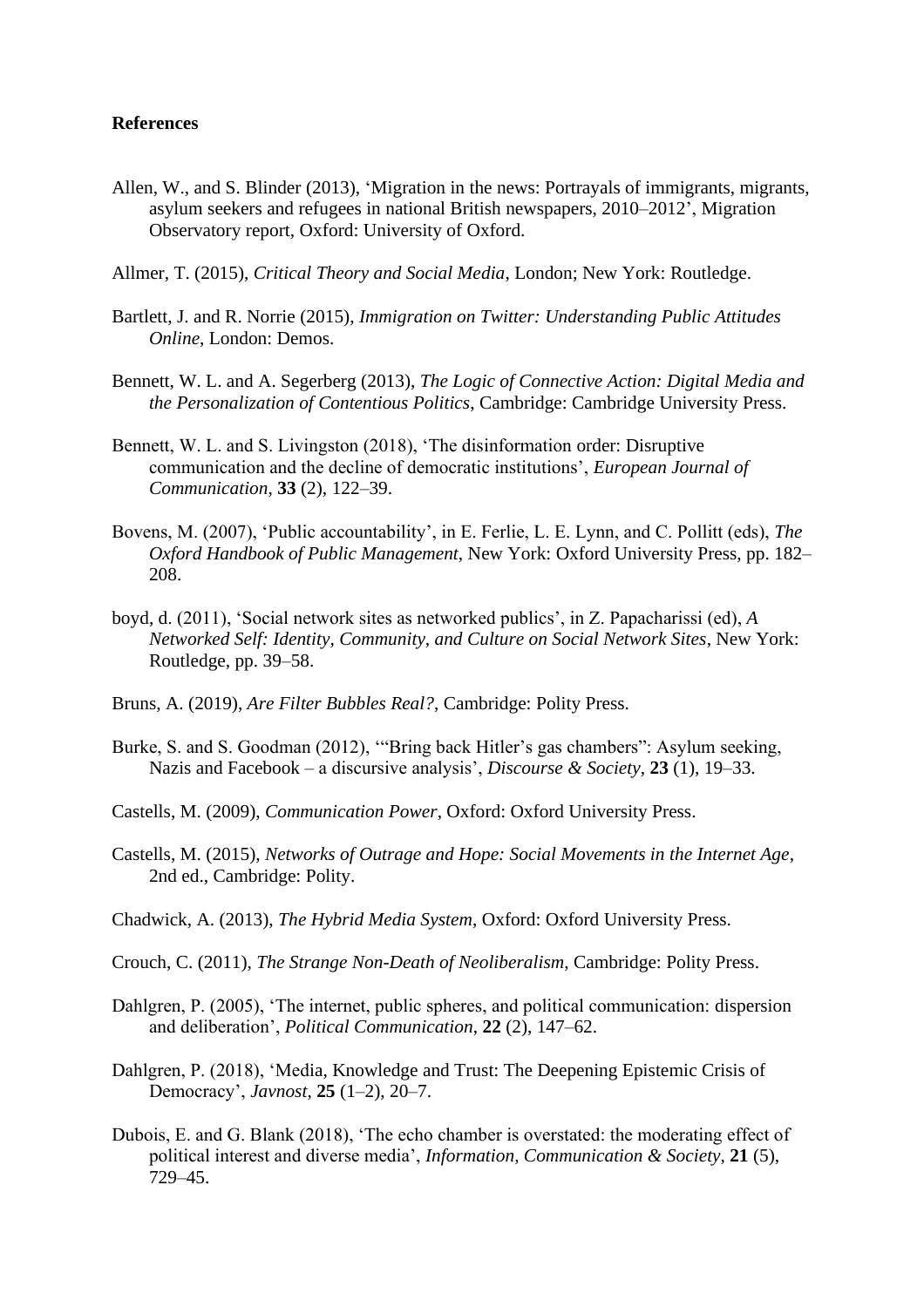**References**

Allen, W., and S. Blinder (2013), 'Migration in the news: Portrayals of immigrants, migrants, asylum seekers and refugees in national British newspapers, 2010–2012', Migration Observatory report, Oxford: University of Oxford.

Allmer, T. (2015), *Critical Theory and Social Media*, London; New York: Routledge.

Bartlett, J. and R. Norrie (2015), *Immigration on Twitter: Understanding Public Attitudes Online*, London: Demos.

Bennett, W. L. and A. Segerberg (2013), *The Logic of Connective Action: Digital Media and the Personalization of Contentious Politics*, Cambridge: Cambridge University Press.

Bennett, W. L. and S. Livingston (2018), 'The disinformation order: Disruptive communication and the decline of democratic institutions', *European Journal of Communication*, **33** (2), 122–39.

Bovens, M. (2007), 'Public accountability', in E. Ferlie, L. E. Lynn, and C. Pollitt (eds), *The Oxford Handbook of Public Management*, New York: Oxford University Press, pp. 182–208.

boyd, d. (2011), 'Social network sites as networked publics', in Z. Papacharissi (ed), *A Networked Self: Identity, Community, and Culture on Social Network Sites*, New York: Routledge, pp. 39–58.

Bruns, A. (2019), *Are Filter Bubbles Real?*, Cambridge: Polity Press.

Burke, S. and S. Goodman (2012), '"Bring back Hitler's gas chambers": Asylum seeking, Nazis and Facebook – a discursive analysis', *Discourse & Society*, **23** (1), 19–33.

Castells, M. (2009), *Communication Power*, Oxford: Oxford University Press.

Castells, M. (2015), *Networks of Outrage and Hope: Social Movements in the Internet Age*, 2nd ed., Cambridge: Polity.

Chadwick, A. (2013), *The Hybrid Media System*, Oxford: Oxford University Press.

Crouch, C. (2011), *The Strange Non-Death of Neoliberalism*, Cambridge: Polity Press.

Dahlgren, P. (2005), 'The internet, public spheres, and political communication: dispersion and deliberation', *Political Communication*, **22** (2), 147–62.

Dahlgren, P. (2018), 'Media, Knowledge and Trust: The Deepening Epistemic Crisis of Democracy', *Javnost*, **25** (1–2), 20–7.

Dubois, E. and G. Blank (2018), 'The echo chamber is overstated: the moderating effect of political interest and diverse media', *Information, Communication & Society*, **21** (5), 729–45.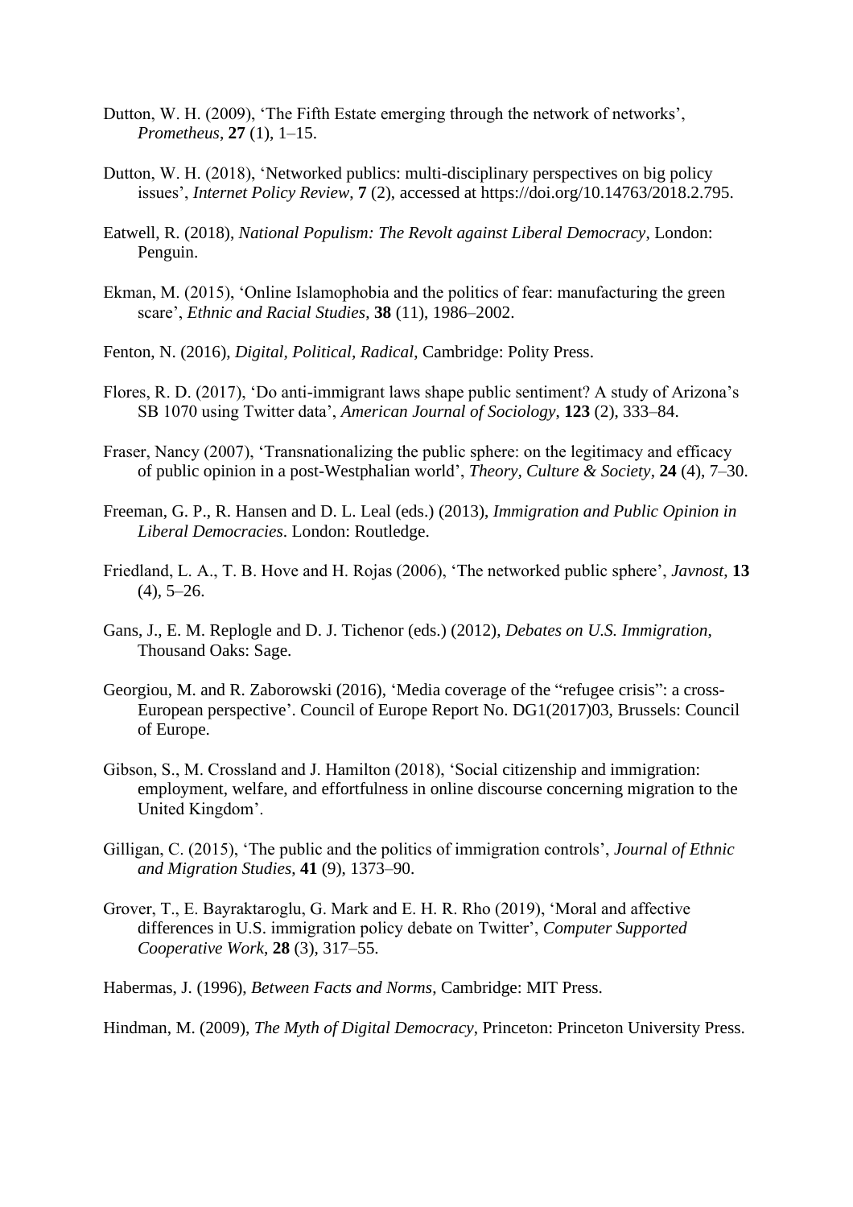Dutton, W. H. (2009), 'The Fifth Estate emerging through the network of networks', *Prometheus*, **27** (1), 1–15.

Dutton, W. H. (2018), 'Networked publics: multi-disciplinary perspectives on big policy issues', *Internet Policy Review*, **7** (2), accessed at https://doi.org/10.14763/2018.2.795.

Eatwell, R. (2018), *National Populism: The Revolt against Liberal Democracy*, London: Penguin.

Ekman, M. (2015), 'Online Islamophobia and the politics of fear: manufacturing the green scare', *Ethnic and Racial Studies*, **38** (11), 1986–2002.

Fenton, N. (2016), *Digital, Political, Radical*, Cambridge: Polity Press.

Flores, R. D. (2017), 'Do anti-immigrant laws shape public sentiment? A study of Arizona's SB 1070 using Twitter data', *American Journal of Sociology*, **123** (2), 333–84.

Fraser, Nancy (2007), 'Transnationalizing the public sphere: on the legitimacy and efficacy of public opinion in a post-Westphalian world', *Theory, Culture & Society*, **24** (4), 7–30.

Freeman, G. P., R. Hansen and D. L. Leal (eds.) (2013), *Immigration and Public Opinion in Liberal Democracies*. London: Routledge.

Friedland, L. A., T. B. Hove and H. Rojas (2006), 'The networked public sphere', *Javnost*, **13** (4), 5–26.

Gans, J., E. M. Replogle and D. J. Tichenor (eds.) (2012), *Debates on U.S. Immigration*, Thousand Oaks: Sage.

Georgiou, M. and R. Zaborowski (2016), 'Media coverage of the "refugee crisis": a cross-European perspective'. Council of Europe Report No. DG1(2017)03, Brussels: Council of Europe.

Gibson, S., M. Crossland and J. Hamilton (2018), 'Social citizenship and immigration: employment, welfare, and effortfulness in online discourse concerning migration to the United Kingdom'.

Gilligan, C. (2015), 'The public and the politics of immigration controls', *Journal of Ethnic and Migration Studies*, **41** (9), 1373–90.

Grover, T., E. Bayraktaroglu, G. Mark and E. H. R. Rho (2019), 'Moral and affective differences in U.S. immigration policy debate on Twitter', *Computer Supported Cooperative Work*, **28** (3), 317–55.

Habermas, J. (1996), *Between Facts and Norms*, Cambridge: MIT Press.

Hindman, M. (2009), *The Myth of Digital Democracy*, Princeton: Princeton University Press.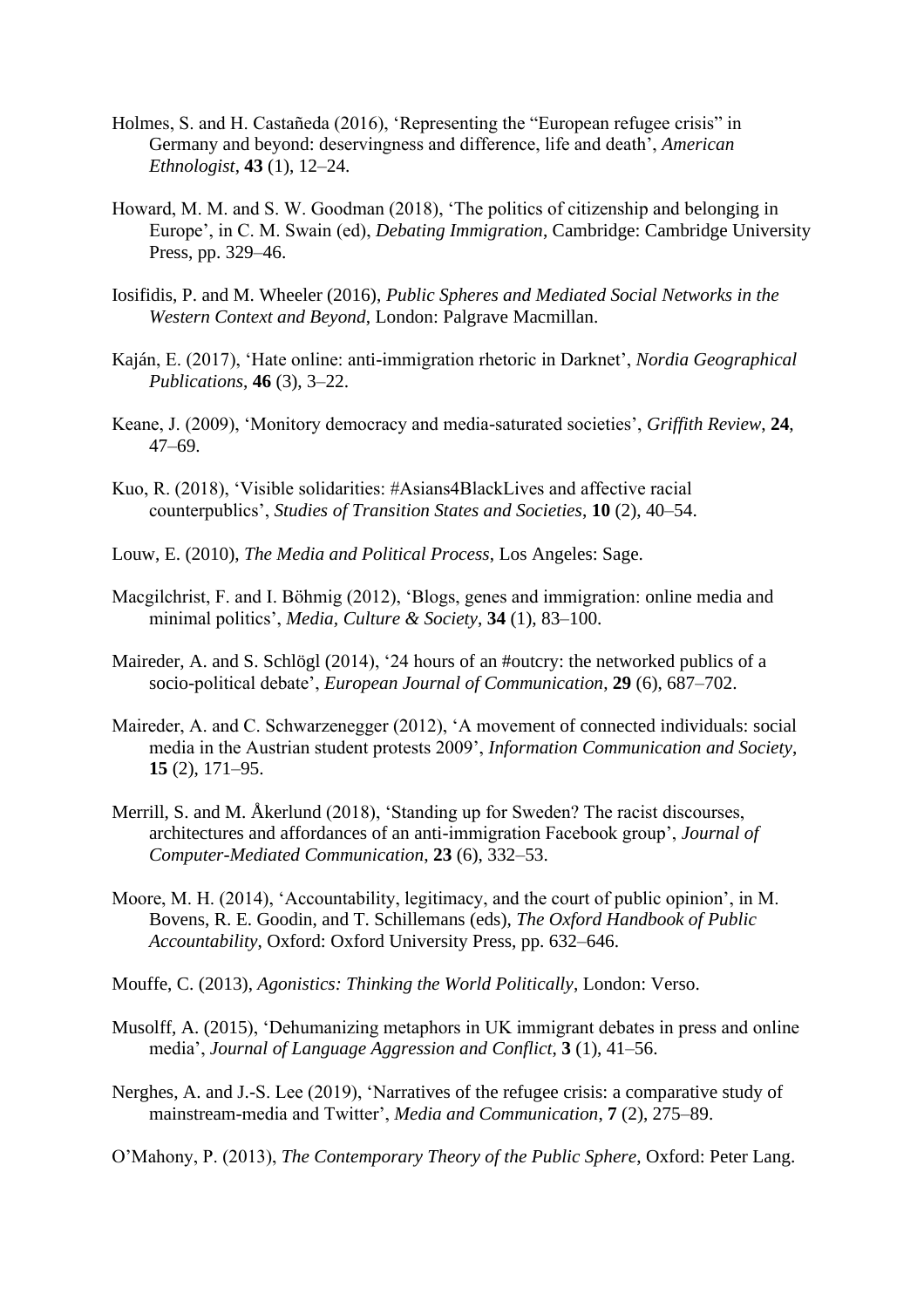Holmes, S. and H. Castañeda (2016), 'Representing the "European refugee crisis" in Germany and beyond: deservingness and difference, life and death', *American Ethnologist*, **43** (1), 12–24.

Howard, M. M. and S. W. Goodman (2018), 'The politics of citizenship and belonging in Europe', in C. M. Swain (ed), *Debating Immigration*, Cambridge: Cambridge University Press, pp. 329–46.

Iosifidis, P. and M. Wheeler (2016), *Public Spheres and Mediated Social Networks in the Western Context and Beyond*, London: Palgrave Macmillan.

Kaján, E. (2017), 'Hate online: anti-immigration rhetoric in Darknet', *Nordia Geographical Publications*, **46** (3), 3–22.

Keane, J. (2009), 'Monitory democracy and media-saturated societies', *Griffith Review*, **24**, 47–69.

Kuo, R. (2018), 'Visible solidarities: #Asians4BlackLives and affective racial counterpublics', *Studies of Transition States and Societies*, **10** (2), 40–54.

Louw, E. (2010), *The Media and Political Process*, Los Angeles: Sage.

Macgilchrist, F. and I. Böhmig (2012), 'Blogs, genes and immigration: online media and minimal politics', *Media, Culture & Society*, **34** (1), 83–100.

Maireder, A. and S. Schlögl (2014), '24 hours of an #outcry: the networked publics of a socio-political debate', *European Journal of Communication*, **29** (6), 687–702.

Maireder, A. and C. Schwarzenegger (2012), 'A movement of connected individuals: social media in the Austrian student protests 2009', *Information Communication and Society*, **15** (2), 171–95.

Merrill, S. and M. Åkerlund (2018), 'Standing up for Sweden? The racist discourses, architectures and affordances of an anti-immigration Facebook group', *Journal of Computer-Mediated Communication*, **23** (6), 332–53.

Moore, M. H. (2014), 'Accountability, legitimacy, and the court of public opinion', in M. Bovens, R. E. Goodin, and T. Schillemans (eds), *The Oxford Handbook of Public Accountability*, Oxford: Oxford University Press, pp. 632–646.

Mouffe, C. (2013), *Agonistics: Thinking the World Politically*, London: Verso.

Musolff, A. (2015), 'Dehumanizing metaphors in UK immigrant debates in press and online media', *Journal of Language Aggression and Conflict*, **3** (1), 41–56.

Nerghes, A. and J.-S. Lee (2019), 'Narratives of the refugee crisis: a comparative study of mainstream-media and Twitter', *Media and Communication*, **7** (2), 275–89.

O'Mahony, P. (2013), *The Contemporary Theory of the Public Sphere*, Oxford: Peter Lang.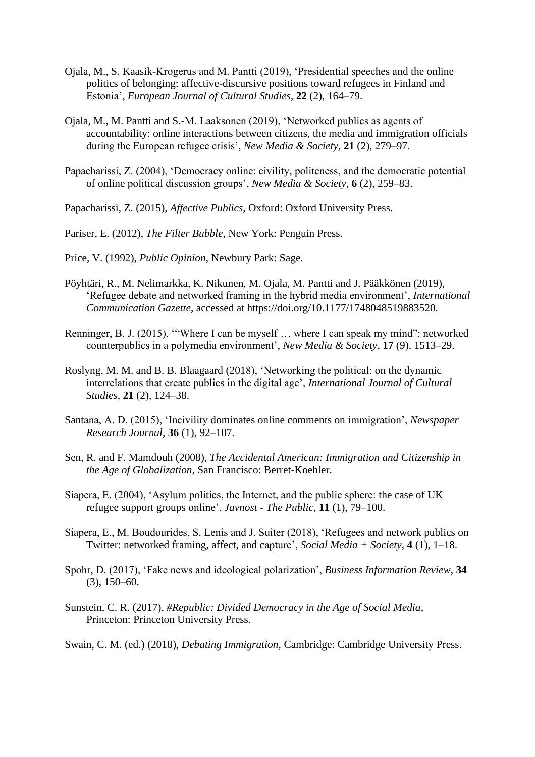Ojala, M., S. Kaasik-Krogerus and M. Pantti (2019), 'Presidential speeches and the online politics of belonging: affective-discursive positions toward refugees in Finland and Estonia', *European Journal of Cultural Studies*, **22** (2), 164–79.

Ojala, M., M. Pantti and S.-M. Laaksonen (2019), 'Networked publics as agents of accountability: online interactions between citizens, the media and immigration officials during the European refugee crisis', *New Media & Society*, **21** (2), 279–97.

Papacharissi, Z. (2004), 'Democracy online: civility, politeness, and the democratic potential of online political discussion groups', *New Media & Society*, **6** (2), 259–83.

Papacharissi, Z. (2015), *Affective Publics*, Oxford: Oxford University Press.

Pariser, E. (2012), *The Filter Bubble*, New York: Penguin Press.

Price, V. (1992), *Public Opinion*, Newbury Park: Sage.

Pöyhtäri, R., M. Nelimarkka, K. Nikunen, M. Ojala, M. Pantti and J. Pääkkönen (2019), 'Refugee debate and networked framing in the hybrid media environment', *International Communication Gazette*, accessed at https://doi.org/10.1177/1748048519883520.

Renninger, B. J. (2015), '"Where I can be myself … where I can speak my mind": networked counterpublics in a polymedia environment', *New Media & Society*, **17** (9), 1513–29.

Roslyng, M. M. and B. B. Blaagaard (2018), 'Networking the political: on the dynamic interrelations that create publics in the digital age', *International Journal of Cultural Studies*, **21** (2), 124–38.

Santana, A. D. (2015), 'Incivility dominates online comments on immigration', *Newspaper Research Journal*, **36** (1), 92–107.

Sen, R. and F. Mamdouh (2008), *The Accidental American: Immigration and Citizenship in the Age of Globalization*, San Francisco: Berret-Koehler.

Siapera, E. (2004), 'Asylum politics, the Internet, and the public sphere: the case of UK refugee support groups online', *Javnost - The Public*, **11** (1), 79–100.

Siapera, E., M. Boudourides, S. Lenis and J. Suiter (2018), 'Refugees and network publics on Twitter: networked framing, affect, and capture', *Social Media + Society*, **4** (1), 1–18.

Spohr, D. (2017), 'Fake news and ideological polarization', *Business Information Review*, **34** (3), 150–60.

Sunstein, C. R. (2017), *#Republic: Divided Democracy in the Age of Social Media*, Princeton: Princeton University Press.

Swain, C. M. (ed.) (2018), *Debating Immigration*, Cambridge: Cambridge University Press.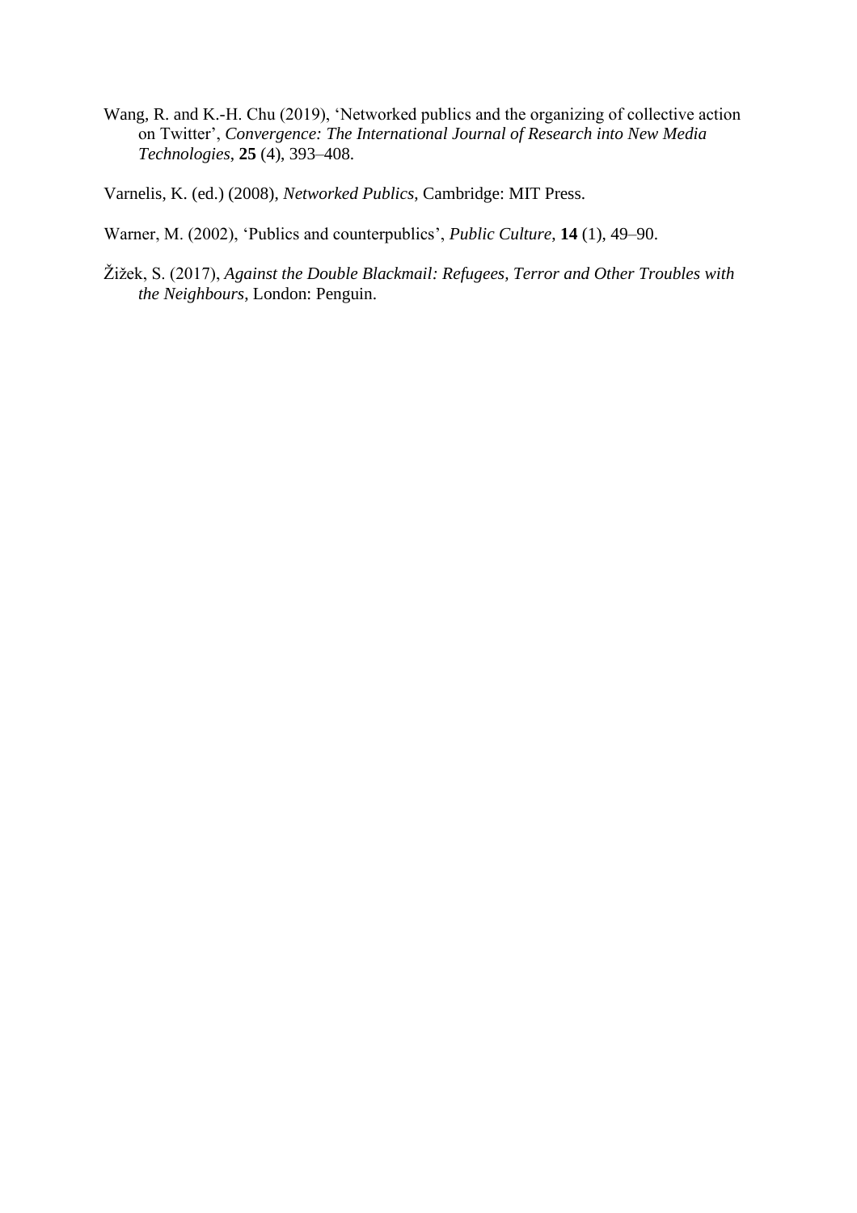Wang, R. and K.-H. Chu (2019), 'Networked publics and the organizing of collective action on Twitter', *Convergence: The International Journal of Research into New Media Technologies*, **25** (4), 393–408.

Varnelis, K. (ed.) (2008), *Networked Publics*, Cambridge: MIT Press.

Warner, M. (2002), 'Publics and counterpublics', *Public Culture*, **14** (1), 49–90.

Žižek, S. (2017), *Against the Double Blackmail: Refugees, Terror and Other Troubles with the Neighbours*, London: Penguin.